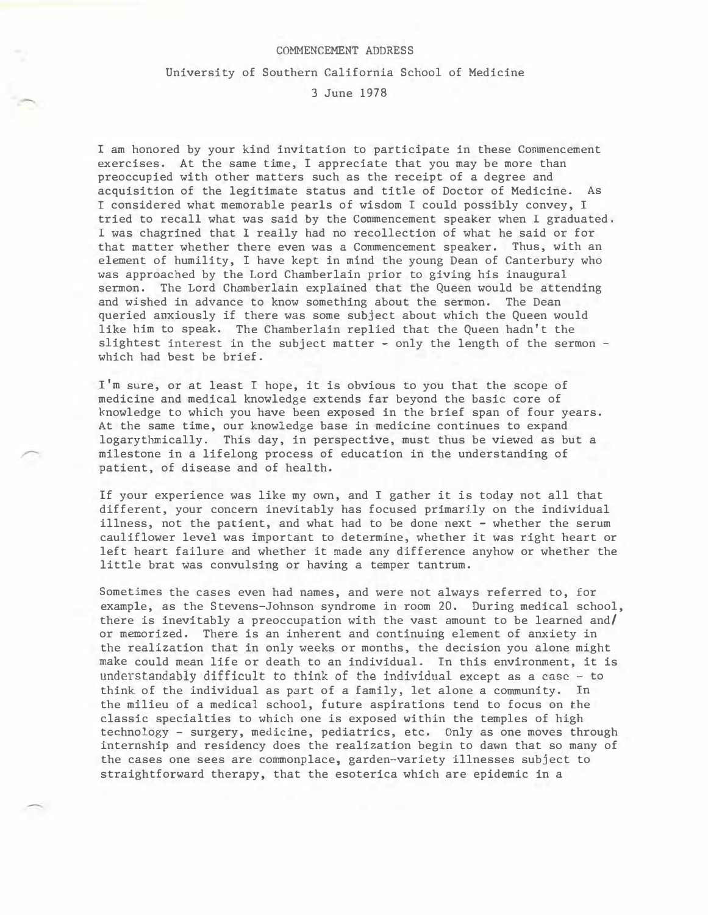# COMMENCEMENT ADDRESS

## University of Southern California School of Medicine

3 June 1978

I am honored by your kind invitation to participate in these Commencement exercises. At the same time, I appreciate that you may be more than preoccupied with other matters such as the receipt of a degree and acquisition of the legitimate status and title of Doctor of Medicine. As I considered what memorable pearls of wisdom I could possibly convey, I tried to recall what was said by the Commencement speaker when I graduated. I was chagrined that I really had no recollection of what he said or for that matter whether there even was a Commencement speaker. Thus, with an element of humility, I have kept in mind the young Dean of Canterbury who was approached by the Lord Chamberlain prior to giving his inaugural sermon. The Lord Chamberlain explained that the Queen would be attending and wished in advance to know something about the sermon. The Dean queried anxiously if there was some subject about which the Queen would like him to speak. The Chamberlain replied that the Queen hadn't the slightest interest in the subject matter - only the length of the sermon - which had best be brief.

I'm sure, or at least I hope, it is obvious to you that the scope of medicine and medical knowledge extends far beyond the basic core of knowledge to which you have been exposed in the brief span of four years. At the same time, our knowledge base in medicine continues to expand logarythmically. This day, in perspective, must thus be viewed as but a milestone in a lifelong process of education in the understanding of patient, of disease and of health.

If your experience was like my own, and I gather it is today not all that different, your concern inevitably has focused primarily on the individual illness, not the patient, and what had to be done next - whether the serum cauliflower level was important to determine, whether it was right heart or left heart failure and whether it made any difference anyhow or whether the little brat was convulsing or having a temper tantrum.

Sometimes the cases even had names, and were not always referred to, for example, as the Stevens-Johnson syndrome in room 20. During medical school, there is inevitably a preoccupation with the vast amount to be learned and/or memorized. There is an inherent and continuing element of anxiety in the realization that in only weeks or months, the decision you alone might make could mean life or death to an individual. In this environment, it is understandably difficult to think of the individual except as a case - to think of the individual as part of a family, let alone a community. In the milieu of a medical school, future aspirations tend to focus on the classic specialties to which one is exposed within the temples of high technology - surgery, medicine, pediatrics, etc. Only as one moves through internship and residency does the realization begin to dawn that so many of the cases one sees are commonplace, garden-variety illnesses subject to straightforward therapy, that the esoterica which are epidemic in a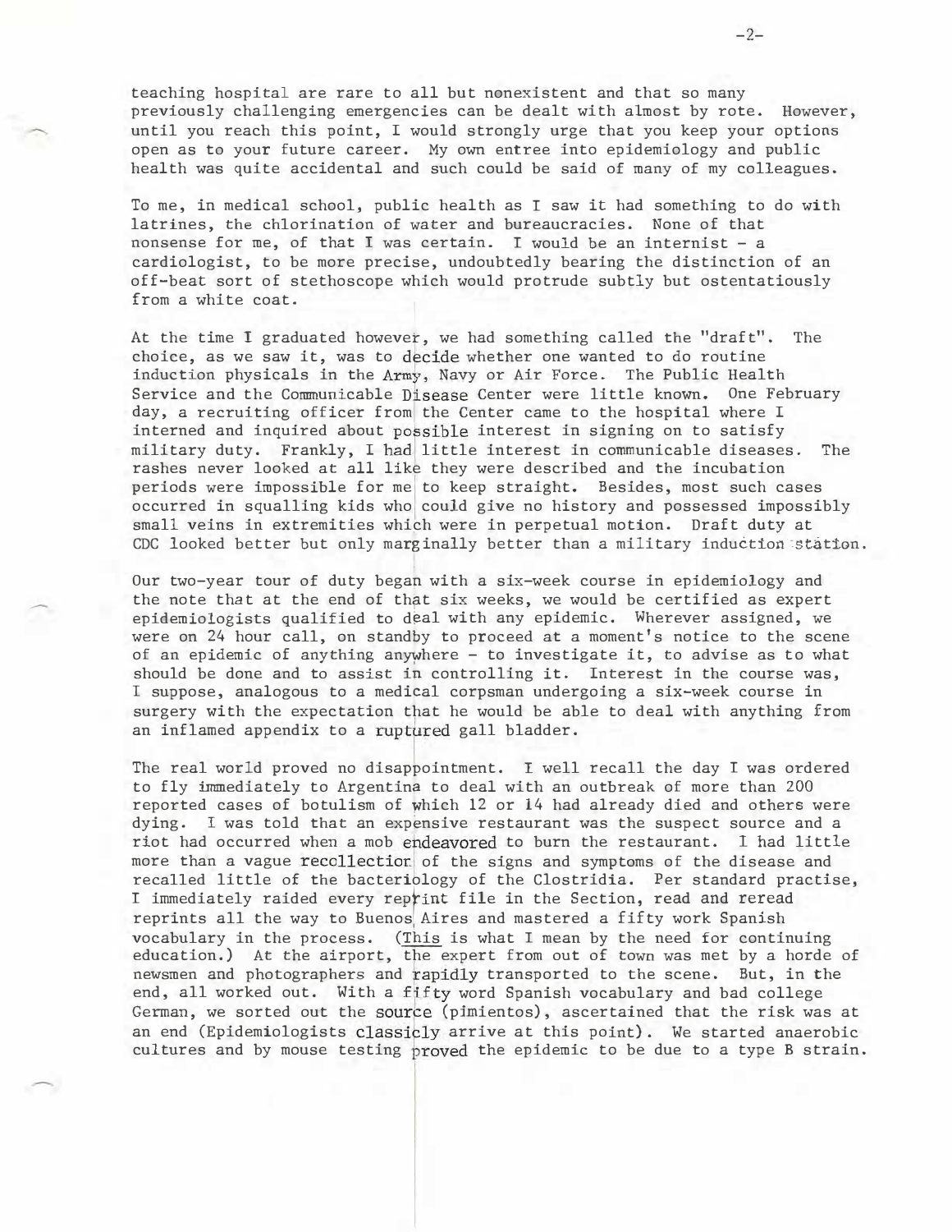teaching hospital are rare to all but nonexistent and that so many previously challenging emergencies can be dealt with almost by rote. However, until you reach this point, I would strongly urge that you keep your options open as to your future career. My own entree into epidemiology and public health was quite accidental and such could be said of many of my colleagues.

To me, in medical school, public health as I saw it had something to do with latrines, the chlorination of water and bureaucracies. None of that nonsense for me, of that I was certain. I would be an internist - a cardiologist, to be more precise, undoubtedly bearing the distinction of an off-beat sort of stethoscope which would protrude subtly but ostentatiously from a white coat.

At the time I graduated however, we had something called the "draft". The choice, as we saw it, was to decide whether one wanted to do routine induction physicals in the Army, Navy or Air Force. The Public Health Service and the Communicable Disease Center were little known. One February day, a recruiting officer from the Center came to the hospital where I interned and inquired about possible interest in signing on to satisfy military duty. Frankly, I had little interest in communicable diseases. The rashes never looked at all like they were described and the incubation periods were impossible for me to keep straight. Besides, most such cases occurred in squalling kids who could give no history and possessed impossibly small veins in extremities which were in perpetual motion. Draft duty at CDC looked better but only marginally better than a military induction station.

Our two-year tour of duty began with a six-week course in epidemiology and the note that at the end of that six weeks, we would be certified as expert epidemiologists qualified to deal with any epidemic. Wherever assigned, we were on 24 hour call, on standby to proceed at a moment's notice to the scene of an epidemic of anything anywhere - to investigate it, to advise as to what should be done and to assist in controlling it. Interest in the course was, I suppose, analogous to a medical corpsman undergoing a six-week course in surgery with the expectation that he would be able to deal with anything from an inflamed appendix to a ruptured gall bladder.

The real world proved no disappointment. I well recall the day I was ordered to fly immediately to Argentina to deal with an outbreak of more than 200 reported cases of botulism of which 12 or 14 had already died and others were dying. I was told that an expensive restaurant was the suspect source and a riot had occurred when a mob endeavored to burn the restaurant. I had little more than a vague recollection of the signs and symptoms of the disease and recalled little of the bacteriology of the Clostridia. Per standard practise, I immediately raided every reprint file in the Section, read and reread reprints all the way to Buenos Aires and mastered a fifty work Spanish vocabulary in the process. (This is what I mean by the need for continuing education.) At the airport, the expert from out of town was met by a horde of newsmen and photographers and rapidly transported to the scene. But, in the end, all worked out. With a fifty word Spanish vocabulary and bad college German, we sorted out the source (pimientos), ascertained that the risk was at an end (Epidemiologists classicly arrive at this point). We started anaerobic cultures and by mouse testing proved the epidemic to be due to a type B strain.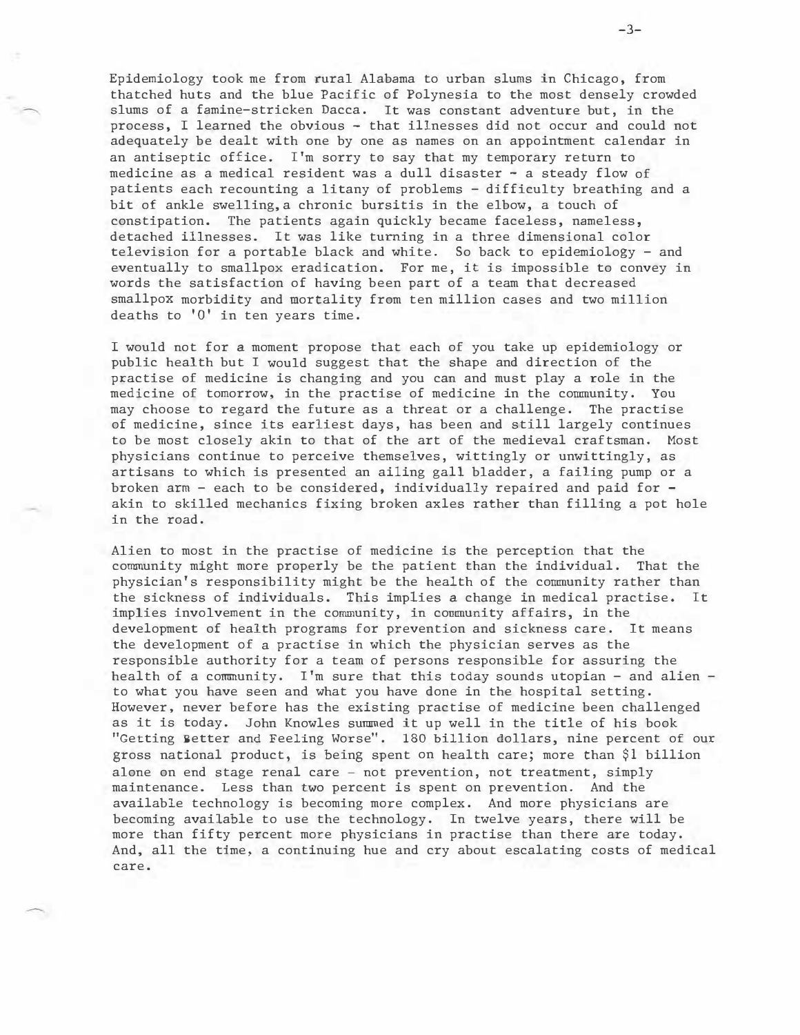Epidemiology took me from rural Alabama to urban slums in Chicago, from thatched huts and the blue Pacific of Polynesia to the most densely crowded slums of a famine-stricken Dacca. It was constant adventure but, in the process, I learned the obvious - that illnesses did not occur and could not adequately be dealt with one by one as names on an appointment calendar in an antiseptic office. I'm sorry to say that my temporary return to medicine as a medical resident was a dull disaster - a steady flow of patients each recounting a litany of problems - difficulty breathing and a bit of ankle swelling, a chronic bursitis in the elbow, a touch of constipation. The patients again quickly became faceless, nameless, detached illnesses. It was like turning in a three dimensional color television for a portable black and white. So back to epidemiology - and eventually to smallpox eradication. For me, it is impossible to convey in words the satisfaction of having been part of a team that decreased smallpox morbidity and mortality from ten million cases and two million deaths to '0' in ten years time.

I would not for a moment propose that each of you take up epidemiology or public health but I would suggest that the shape and direction of the practise of medicine is changing and you can and must play a role in the medicine of tomorrow, in the practise of medicine in the community. You may choose to regard the future as a threat or a challenge. The practise of medicine, since its earliest days, has been and still largely continues to be most closely akin to that of the art of the medieval craftsman. Most physicians continue to perceive themselves, wittingly or unwittingly, as artisans to which is presented an ailing gall bladder, a failing pump or a broken arm - each to be considered, individually repaired and paid for - akin to skilled mechanics fixing broken axles rather than filling a pot hole in the road.

Alien to most in the practise of medicine is the perception that the community might more properly be the patient than the individual. That the physician's responsibility might be the health of the community rather than the sickness of individuals. This implies a change in medical practise. It implies involvement in the community, in community affairs, in the development of health programs for prevention and sickness care. It means the development of a practise in which the physician serves as the responsible authority for a team of persons responsible for assuring the health of a community. I'm sure that this today sounds utopian - and alien - to what you have seen and what you have done in the hospital setting. However, never before has the existing practise of medicine been challenged as it is today. John Knowles summed it up well in the title of his book "Getting Better and Feeling Worse". 180 billion dollars, nine percent of our gross national product, is being spent on health care; more than $1 billion alone on end stage renal care - not prevention, not treatment, simply maintenance. Less than two percent is spent on prevention. And the available technology is becoming more complex. And more physicians are becoming available to use the technology. In twelve years, there will be more than fifty percent more physicians in practise than there are today. And, all the time, a continuing hue and cry about escalating costs of medical care.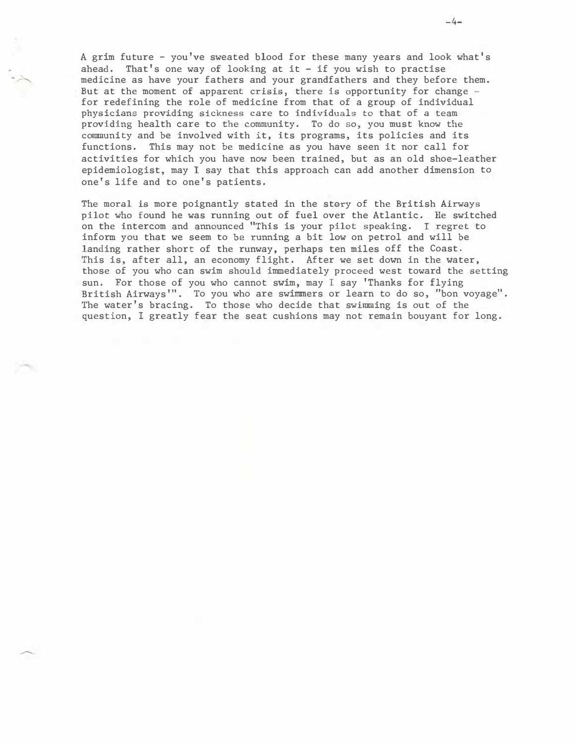A grim future - you've sweated blood for these many years and look what's ahead. That's one way of looking at it - if you wish to practise medicine as have your fathers and your grandfathers and they before them. But at the moment of apparent crisis, there is opportunity for change - for redefining the role of medicine from that of a group of individual physicians providing sickness care to individuals to that of a team providing health care to the community. To do so, you must know the community and be involved with it, its programs, its policies and its functions. This may not be medicine as you have seen it nor call for activities for which you have now been trained, but as an old shoe-leather epidemiologist, may I say that this approach can add another dimension to one's life and to one's patients.

The moral is more poignantly stated in the story of the British Airways pilot who found he was running out of fuel over the Atlantic. He switched on the intercom and announced "This is your pilot speaking. I regret to inform you that we seem to be running a bit low on petrol and will be landing rather short of the runway, perhaps ten miles off the Coast. This is, after all, an economy flight. After we set down in the water, those of you who can swim should immediately proceed west toward the setting sun. For those of you who cannot swim, may I say 'Thanks for flying British Airways'". To you who are swimmers or learn to do so, "bon voyage". The water's bracing. To those who decide that swimming is out of the question, I greatly fear the seat cushions may not remain bouyant for long.